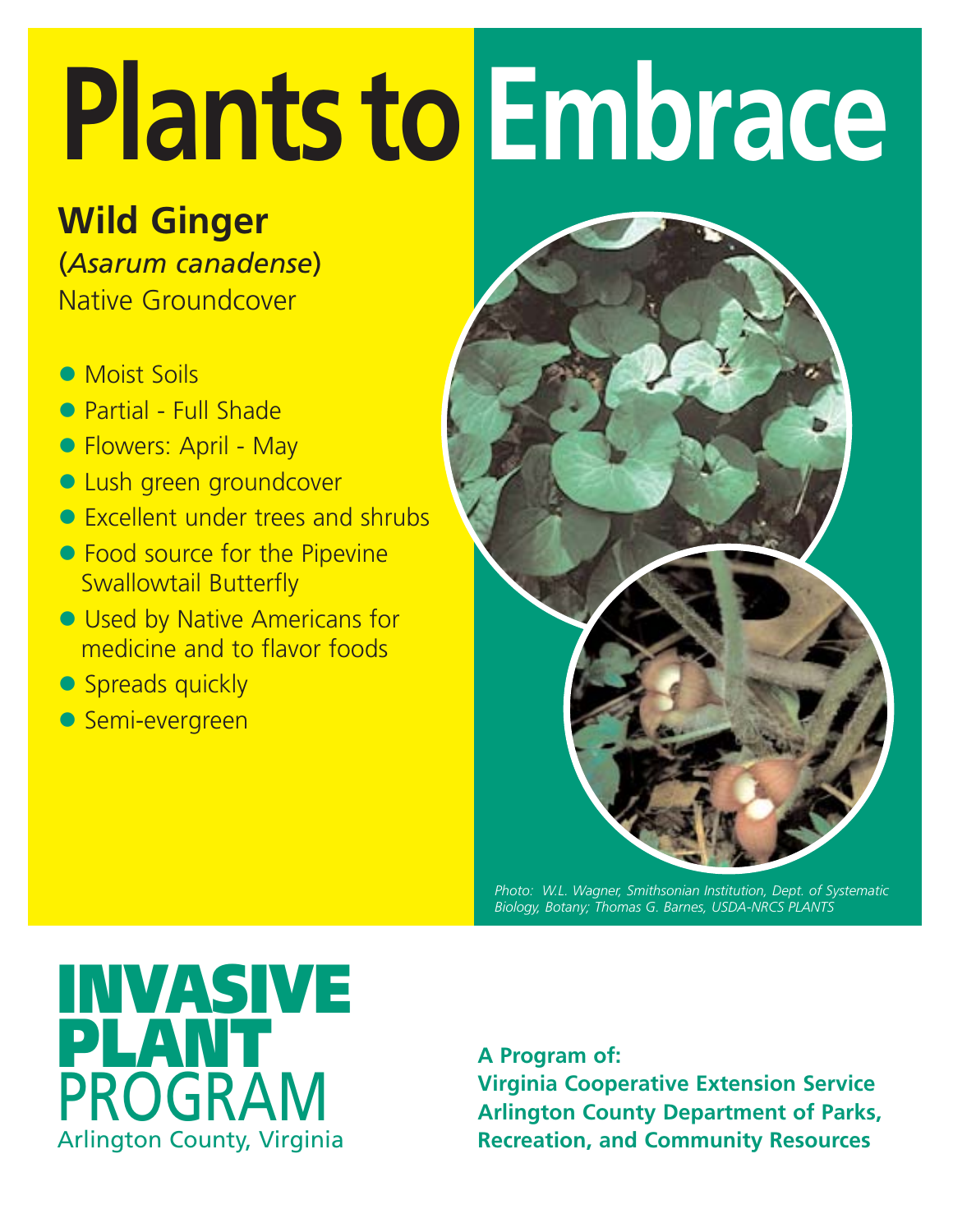# Plants to Embrace

## Wild Ginger

(*Asarum canadense*)
Native Groundcover

- Moist Soils
- Partial - Full Shade
- Flowers: April - May
- Lush green groundcover
- Excellent under trees and shrubs
- Food source for the Pipevine Swallowtail Butterfly
- Used by Native Americans for medicine and to flavor foods
- Spreads quickly
- Semi-evergreen

*Photo: W.L. Wagner, Smithsonian Institution, Dept. of Systematic Biology, Botany; Thomas G. Barnes, USDA-NRCS PLANTS*

**INVASIVE PLANT** PROGRAM
Arlington County, Virginia

**A Program of:**
**Virginia Cooperative Extension Service**
**Arlington County Department of Parks, Recreation, and Community Resources**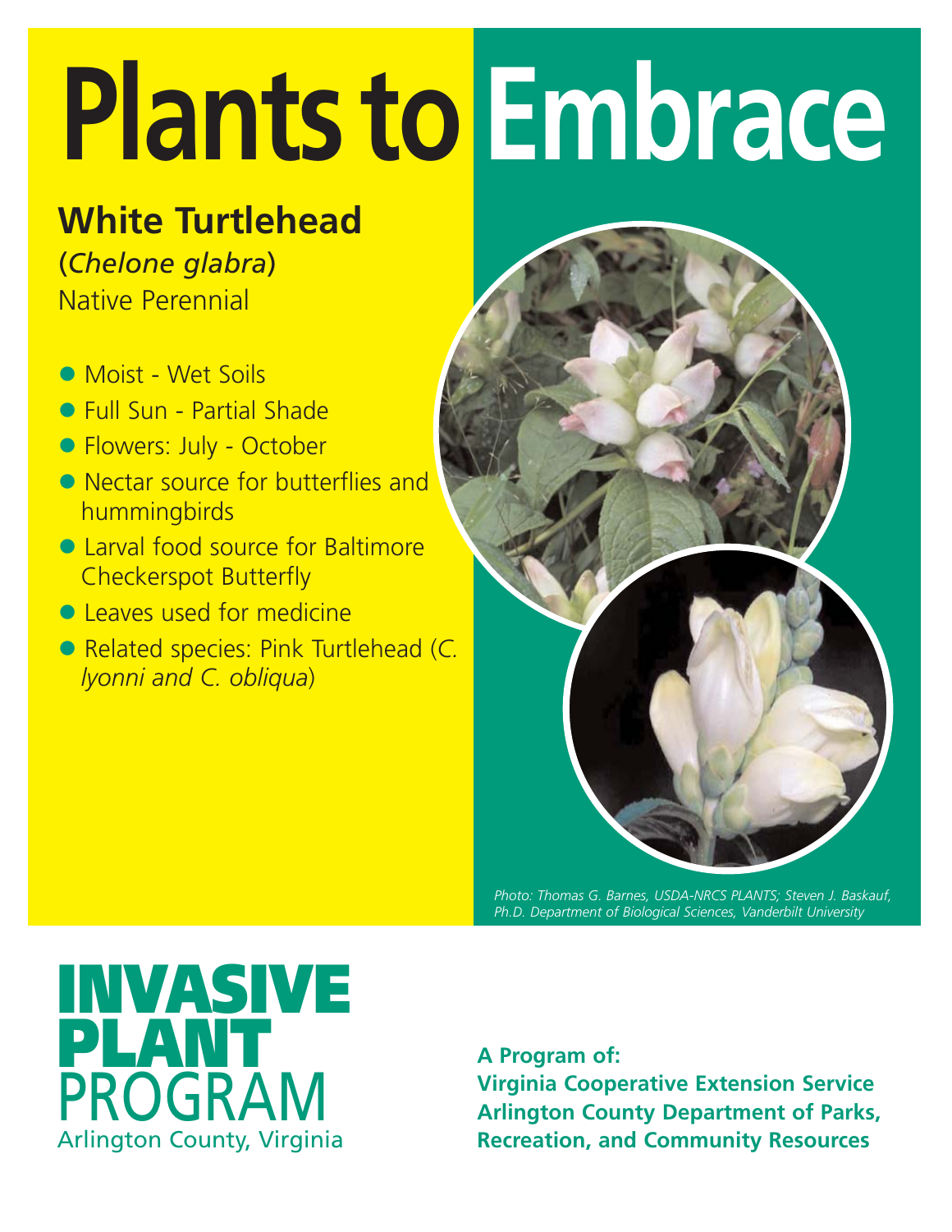# Plants to Embrace

## White Turtlehead

(*Chelone glabra*)
Native Perennial

- Moist - Wet Soils
- Full Sun - Partial Shade
- Flowers: July - October
- Nectar source for butterflies and hummingbirds
- Larval food source for Baltimore Checkerspot Butterfly
- Leaves used for medicine
- Related species: Pink Turtlehead (*C. lyonni and C. obliqua*)

*Photo: Thomas G. Barnes, USDA-NRCS PLANTS; Steven J. Baskauf, Ph.D. Department of Biological Sciences, Vanderbilt University*

**INVASIVE PLANT PROGRAM**
Arlington County, Virginia

**A Program of:**
**Virginia Cooperative Extension Service**
**Arlington County Department of Parks, Recreation, and Community Resources**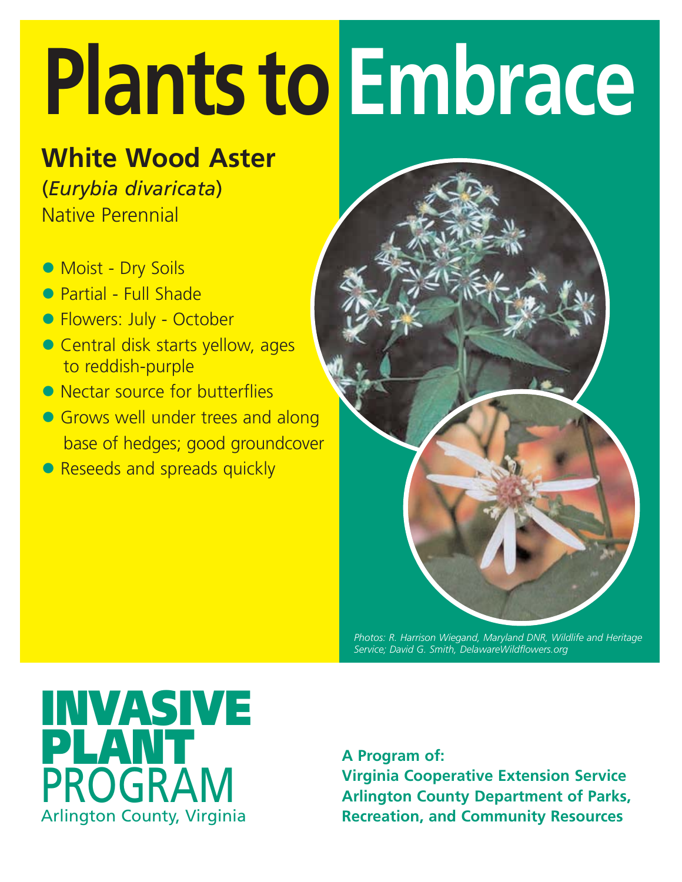# Plants to Embrace

## White Wood Aster

(*Eurybia divaricata*)
Native Perennial

- Moist - Dry Soils
- Partial - Full Shade
- Flowers: July - October
- Central disk starts yellow, ages to reddish-purple
- Nectar source for butterflies
- Grows well under trees and along base of hedges; good groundcover
- Reseeds and spreads quickly

*Photos: R. Harrison Wiegand, Maryland DNR, Wildlife and Heritage Service; David G. Smith, DelawareWildflowers.org*

**INVASIVE PLANT PROGRAM**
Arlington County, Virginia

**A Program of:**
**Virginia Cooperative Extension Service**
**Arlington County Department of Parks, Recreation, and Community Resources**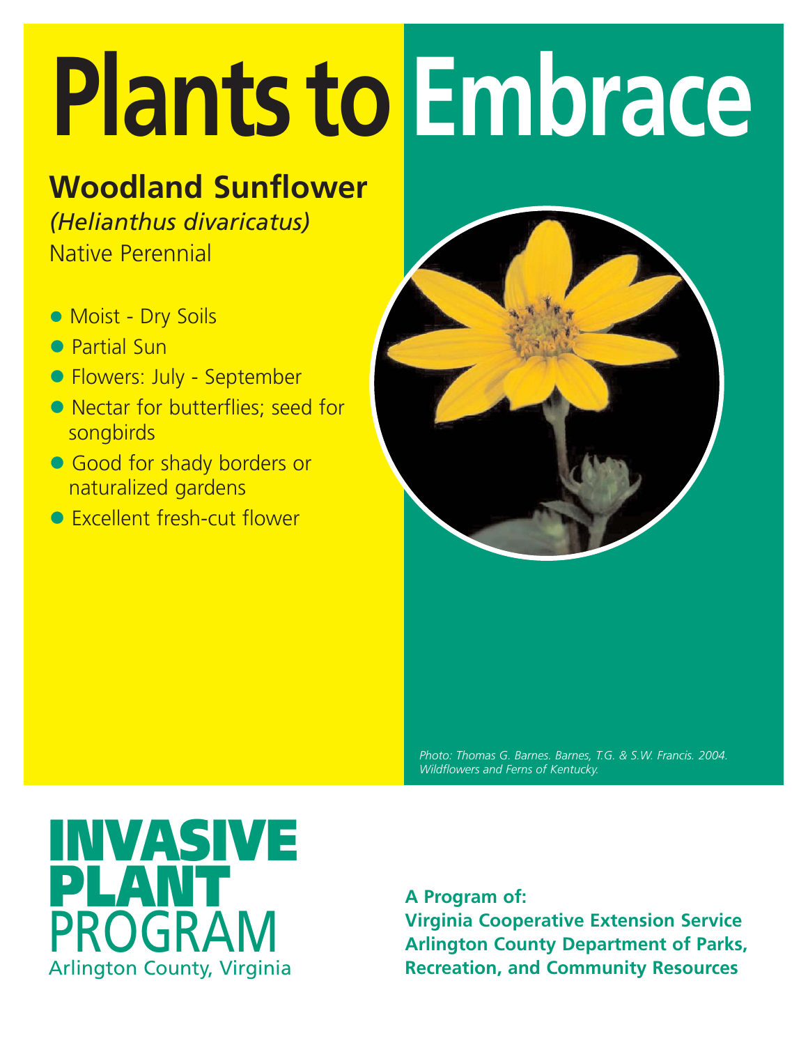# Plants to Embrace

## Woodland Sunflower

*(Helianthus divaricatus)*

Native Perennial

- Moist - Dry Soils
- Partial Sun
- Flowers: July - September
- Nectar for butterflies; seed for songbirds
- Good for shady borders or naturalized gardens
- Excellent fresh-cut flower

*Photo: Thomas G. Barnes. Barnes, T.G. & S.W. Francis. 2004. Wildflowers and Ferns of Kentucky.*

**INVASIVE PLANT** PROGRAM
Arlington County, Virginia

**A Program of:**
**Virginia Cooperative Extension Service**
**Arlington County Department of Parks, Recreation, and Community Resources**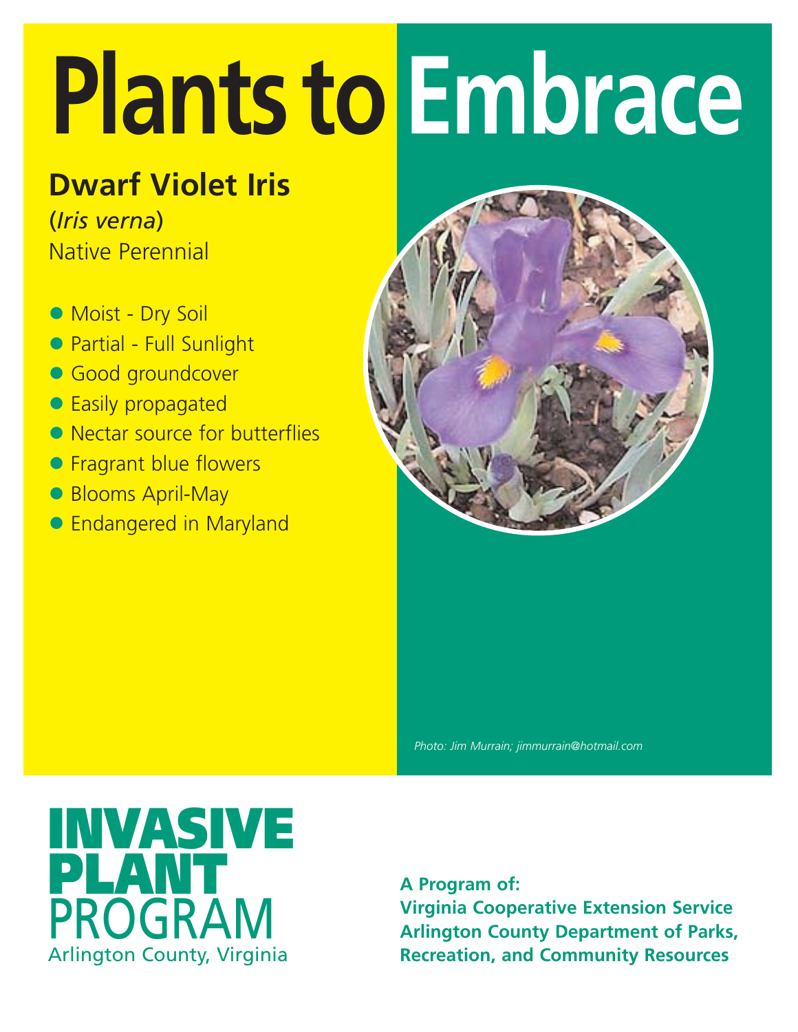# Plants to Embrace

## Dwarf Violet Iris

(*Iris verna*)
Native Perennial

- Moist - Dry Soil
- Partial - Full Sunlight
- Good groundcover
- Easily propagated
- Nectar source for butterflies
- Fragrant blue flowers
- Blooms April-May
- Endangered in Maryland

*Photo: Jim Murrain; jimmurrain@hotmail.com*

**INVASIVE PLANT** PROGRAM
Arlington County, Virginia

**A Program of:**
**Virginia Cooperative Extension Service**
**Arlington County Department of Parks, Recreation, and Community Resources**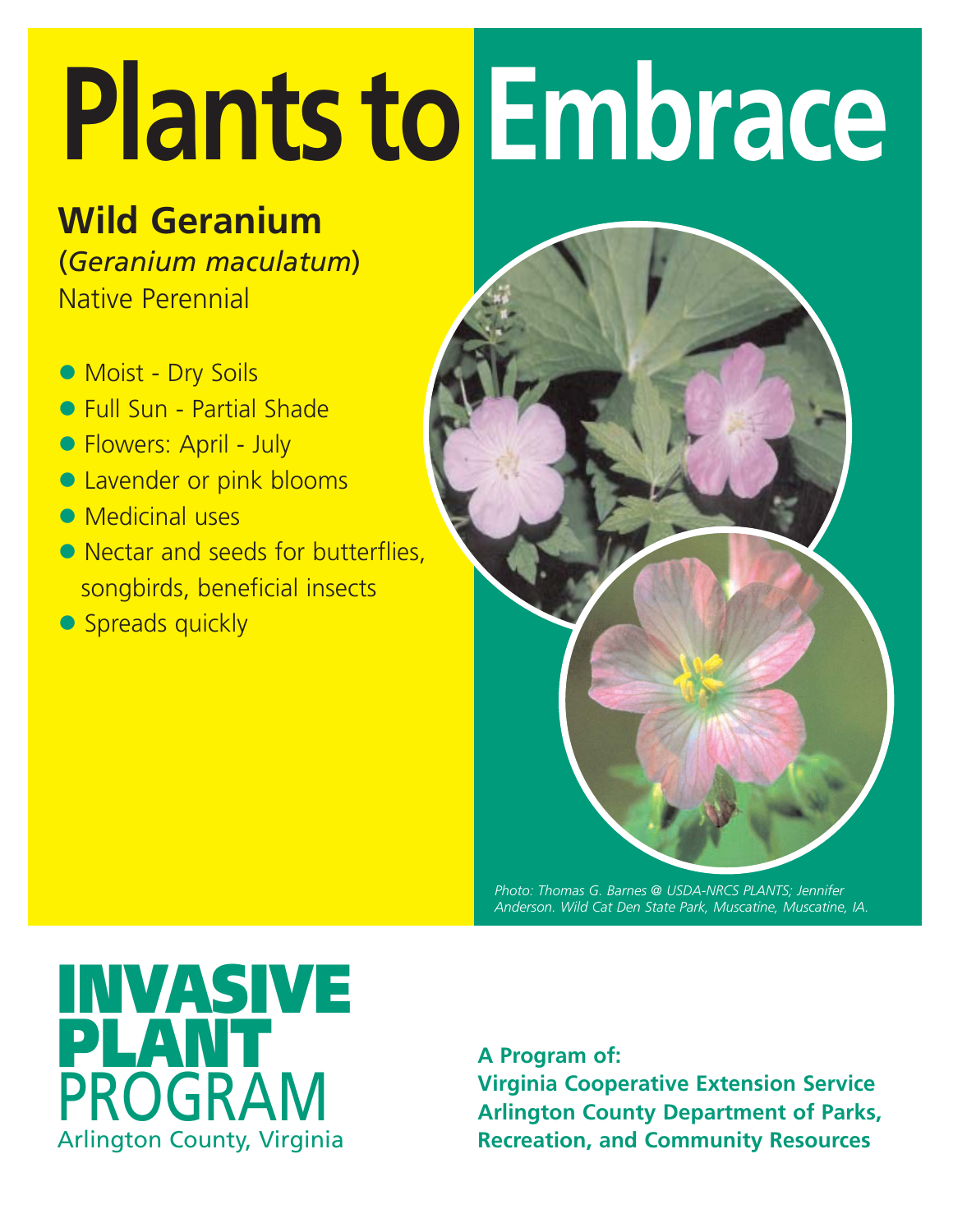# Plants to Embrace

## Wild Geranium

(*Geranium maculatum*)

Native Perennial

- Moist - Dry Soils
- Full Sun - Partial Shade
- Flowers: April - July
- Lavender or pink blooms
- Medicinal uses
- Nectar and seeds for butterflies, songbirds, beneficial insects
- Spreads quickly

*Photo: Thomas G. Barnes @ USDA-NRCS PLANTS; Jennifer Anderson. Wild Cat Den State Park, Muscatine, Muscatine, IA.*

**INVASIVE PLANT** PROGRAM

Arlington County, Virginia

**A Program of:**
**Virginia Cooperative Extension Service**
**Arlington County Department of Parks, Recreation, and Community Resources**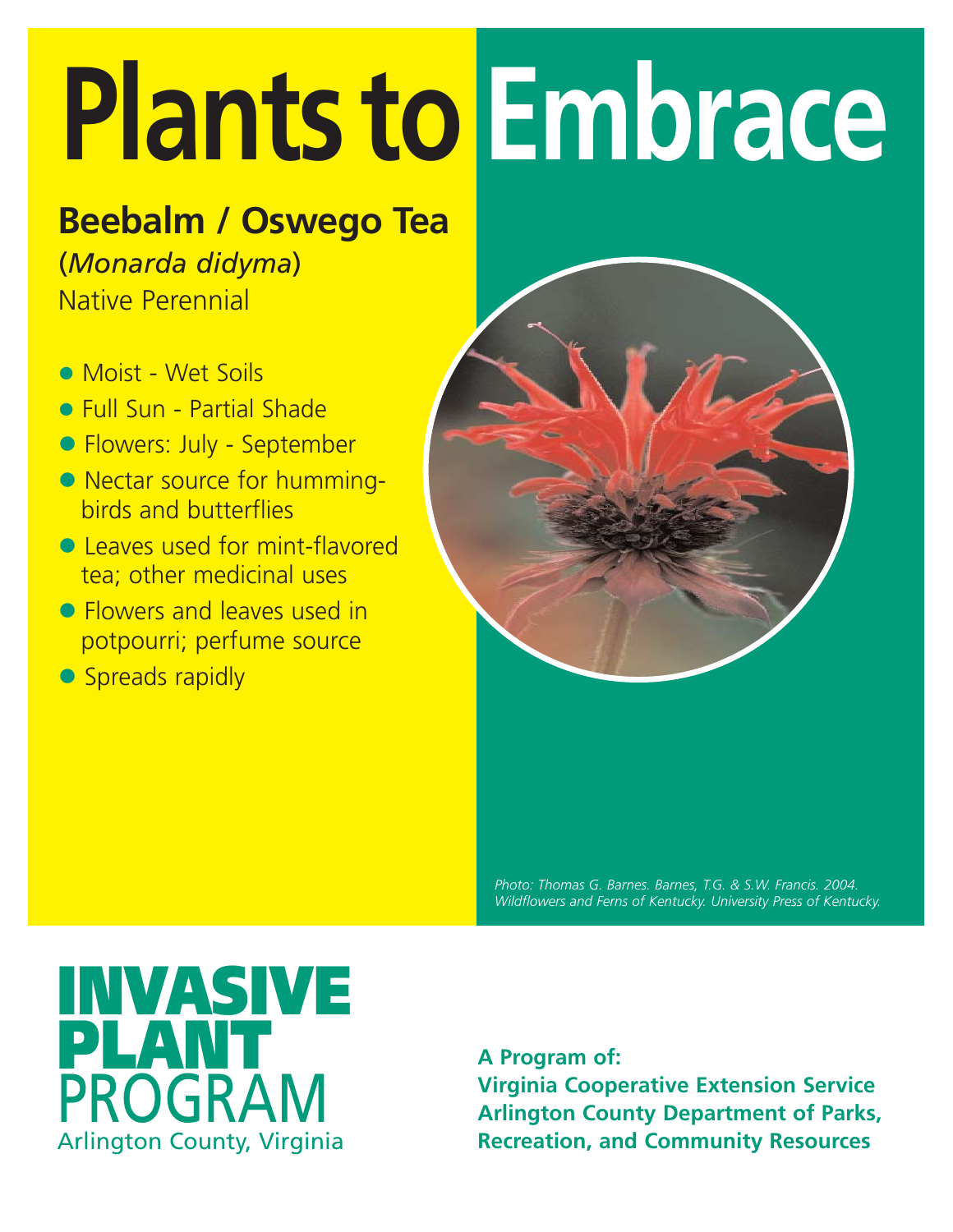# Plants to Embrace

## Beebalm / Oswego Tea

(*Monarda didyma*)

Native Perennial

- Moist - Wet Soils
- Full Sun - Partial Shade
- Flowers: July - September
- Nectar source for humming-birds and butterflies
- Leaves used for mint-flavored tea; other medicinal uses
- Flowers and leaves used in potpourri; perfume source
- Spreads rapidly

*Photo: Thomas G. Barnes. Barnes, T.G. & S.W. Francis. 2004. Wildflowers and Ferns of Kentucky. University Press of Kentucky.*

**INVASIVE PLANT** PROGRAM
Arlington County, Virginia

**A Program of:**
**Virginia Cooperative Extension Service**
**Arlington County Department of Parks, Recreation, and Community Resources**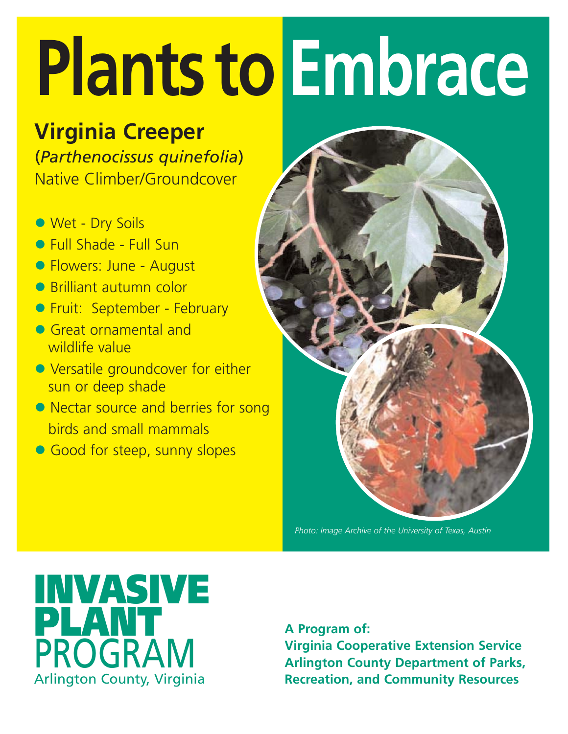# Plants to Embrace

## Virginia Creeper

(*Parthenocissus quinefolia*)
Native Climber/Groundcover

- Wet - Dry Soils
- Full Shade - Full Sun
- Flowers: June - August
- Brilliant autumn color
- Fruit: September - February
- Great ornamental and wildlife value
- Versatile groundcover for either sun or deep shade
- Nectar source and berries for song birds and small mammals
- Good for steep, sunny slopes

*Photo: Image Archive of the University of Texas, Austin*

**INVASIVE PLANT** PROGRAM
Arlington County, Virginia

**A Program of:**
**Virginia Cooperative Extension Service**
**Arlington County Department of Parks, Recreation, and Community Resources**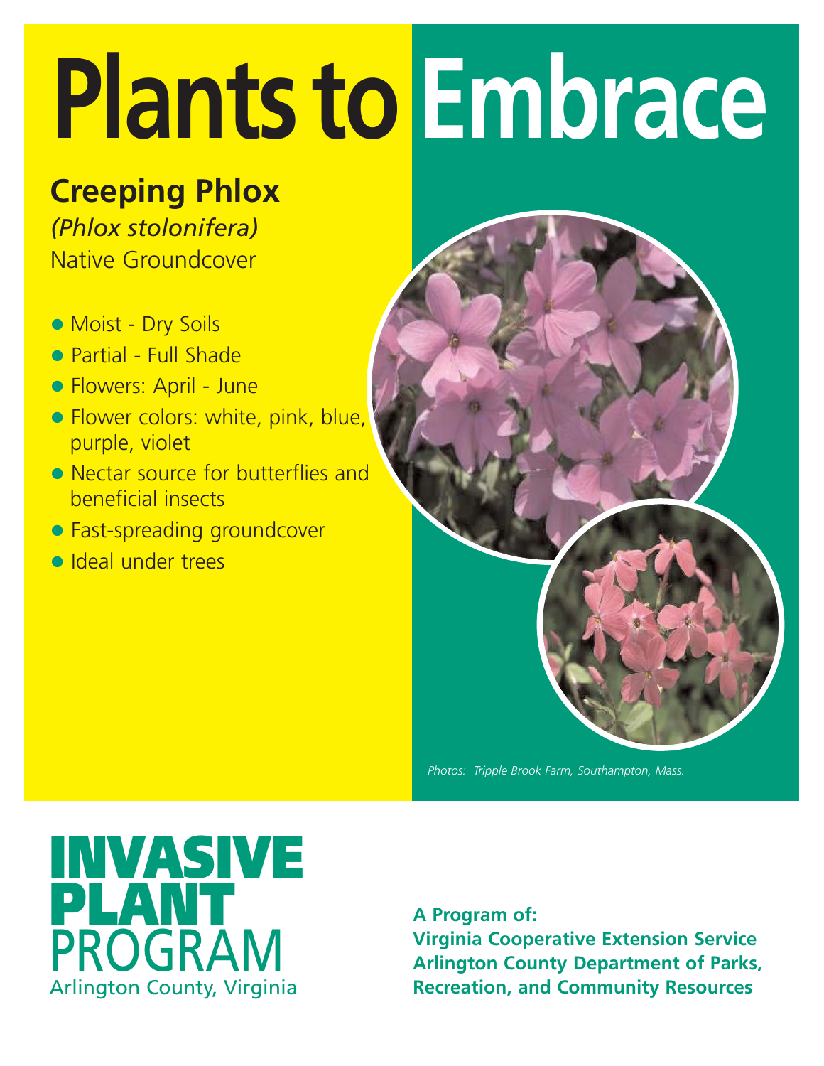# Plants to Embrace

## Creeping Phlox

*(Phlox stolonifera)*

Native Groundcover

- Moist - Dry Soils
- Partial - Full Shade
- Flowers: April - June
- Flower colors: white, pink, blue, purple, violet
- Nectar source for butterflies and beneficial insects
- Fast-spreading groundcover
- Ideal under trees

*Photos: Tripple Brook Farm, Southampton, Mass.*

**INVASIVE PLANT** PROGRAM

Arlington County, Virginia

**A Program of:**
**Virginia Cooperative Extension Service**
**Arlington County Department of Parks, Recreation, and Community Resources**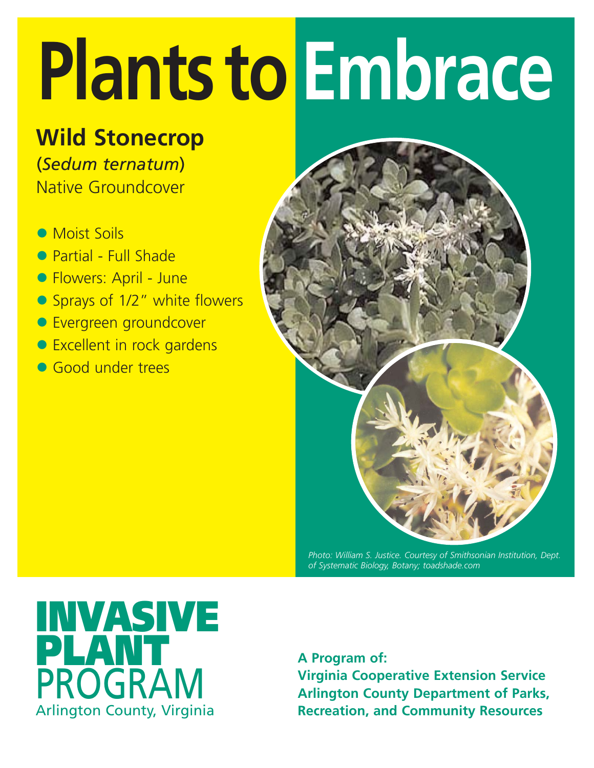# Plants to Embrace

## Wild Stonecrop

(*Sedum ternatum*)

Native Groundcover

- Moist Soils
- Partial - Full Shade
- Flowers: April - June
- Sprays of 1/2" white flowers
- Evergreen groundcover
- Excellent in rock gardens
- Good under trees

*Photo: William S. Justice. Courtesy of Smithsonian Institution, Dept. of Systematic Biology, Botany; toadshade.com*

**INVASIVE PLANT** PROGRAM

Arlington County, Virginia

**A Program of:**
**Virginia Cooperative Extension Service**
**Arlington County Department of Parks, Recreation, and Community Resources**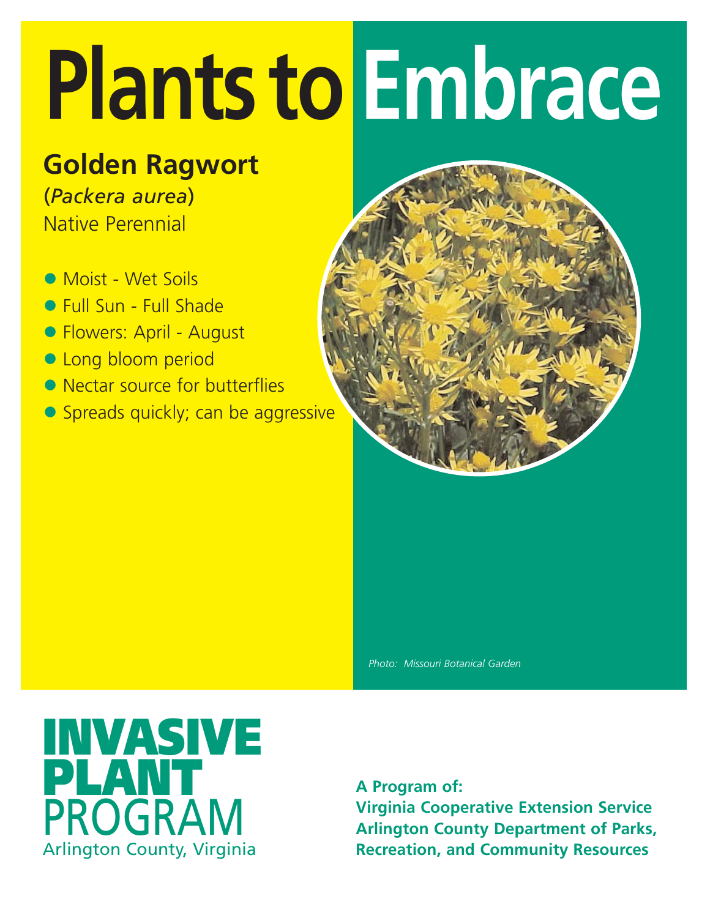# Plants to Embrace

## Golden Ragwort

(*Packera aurea*)

Native Perennial

- Moist - Wet Soils
- Full Sun - Full Shade
- Flowers: April - August
- Long bloom period
- Nectar source for butterflies
- Spreads quickly; can be aggressive

*Photo: Missouri Botanical Garden*

**INVASIVE PLANT** PROGRAM
Arlington County, Virginia

**A Program of:**
**Virginia Cooperative Extension Service**
**Arlington County Department of Parks, Recreation, and Community Resources**